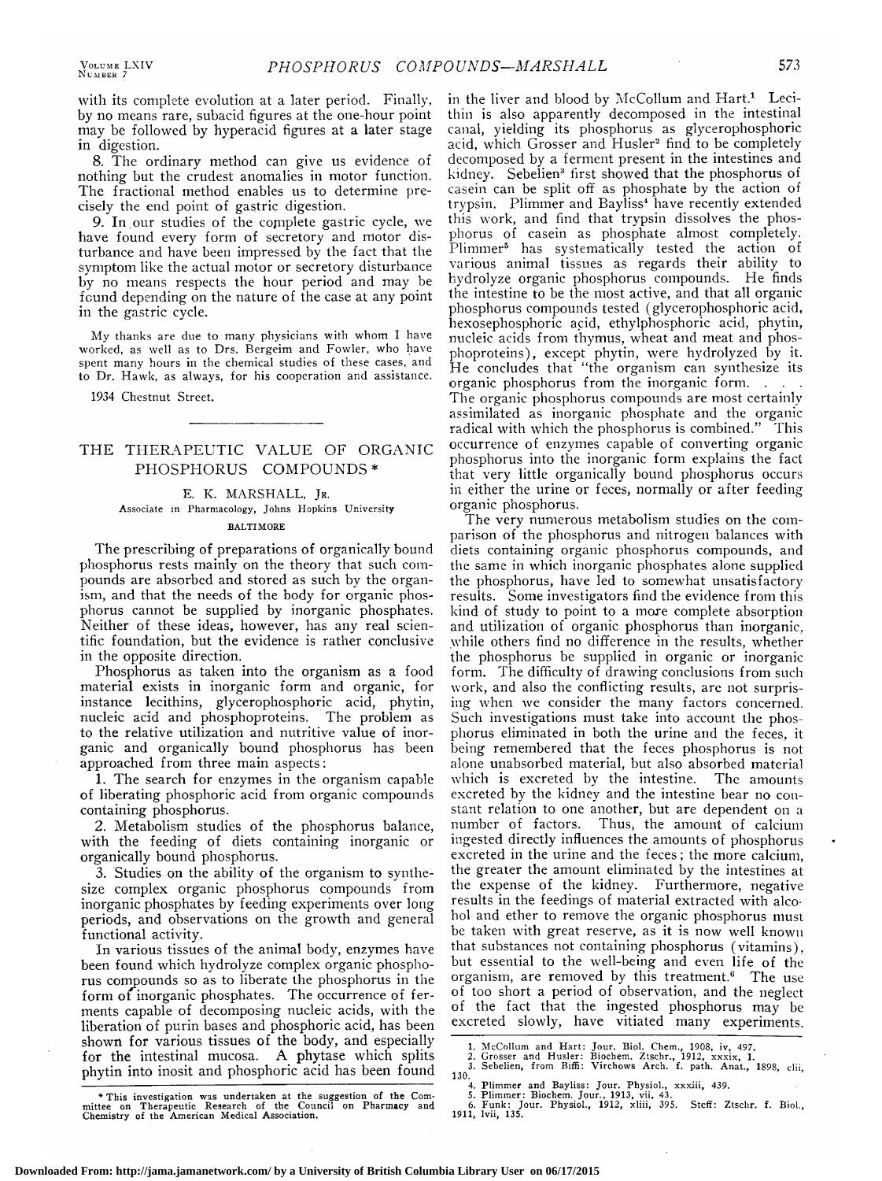with its complete evolution at a later period. Finally, by no means rare, subacid figures at the one-hour point may be followed by hyperacid figures at a later stage in digestion.

8. The ordinary method can give us evidence of nothing but the crudest anomalies in motor function. The fractional method enables us to determine precisely the end point of gastric digestion.

9. In our studies of the complete gastric cycle, we have found every form of secretory and motor disturbance and have been impressed by the fact that the symptom like the actual motor or secretory disturbance by no means respects the hour period and may be found depending on the nature of the case at any point in the gastric cycle.

My thanks are due to many physicians with whom I have worked, as well as to Drs. Bergeim and Fowler, who have spent many hours in the chemical studies of these cases, and to Dr. Hawk, as always, for his cooperation and assistance.

1934 Chestnut Street.

# THE THERAPEUTIC VALUE OF ORGANIC PHOSPHORUS COMPOUNDS *

E. K. MARSHALL, Jr.

Associate in Pharmacology, Johns Hopkins University

BALTIMORE

The prescribing of preparations of organically bound phosphorus rests mainly on the theory that such compounds are absorbed and stored as such by the organism, and that the needs of the body for organic phosphorus cannot be supplied by inorganic phosphates. Neither of these ideas, however, has any real scientific foundation, but the evidence is rather conclusive in the opposite direction.

Phosphorus as taken into the organism as a food material exists in inorganic form and organic, for instance lecithins, glycerophosphoric acid, phytin, nucleic acid and phosphoproteins. The problem as to the relative utilization and nutritive value of inorganic and organically bound phosphorus has been approached from three main aspects:

1. The search for enzymes in the organism capable of liberating phosphoric acid from organic compounds containing phosphorus.

2. Metabolism studies of the phosphorus balance, with the feeding of diets containing inorganic or organically bound phosphorus.

3. Studies on the ability of the organism to synthesize complex organic phosphorus compounds from inorganic phosphates by feeding experiments over long periods, and observations on the growth and general functional activity.

In various tissues of the animal body, enzymes have been found which hydrolyze complex organic phosphorus compounds so as to liberate the phosphorus in the form of inorganic phosphates. The occurrence of ferments capable of decomposing nucleic acids, with the liberation of purin bases and phosphoric acid, has been shown for various tissues of the body, and especially for the intestinal mucosa. A phytase which splits phytin into inosit and phosphoric acid has been found in the liver and blood by McCollum and Hart.[1] Lecithin is also apparently decomposed in the intestinal canal, yielding its phosphorus as glycerophosphoric acid, which Grosser and Husler[2] find to be completely decomposed by a ferment present in the intestines and kidney. Sebelien[3] first showed that the phosphorus of casein can be split off as phosphate by the action of trypsin. Plimmer and Bayliss[4] have recently extended this work, and find that trypsin dissolves the phosphorus of casein as phosphate almost completely. Plimmer[5] has systematically tested the action of various animal tissues as regards their ability to hydrolyze organic phosphorus compounds. He finds the intestine to be the most active, and that all organic phosphorus compounds tested (glycerophosphoric acid, hexosephosphoric acid, ethylphosphoric acid, phytin, nucleic acids from thymus, wheat and meat and phosphoproteins), except phytin, were hydrolyzed by it. He concludes that "the organism can synthesize its organic phosphorus from the inorganic form. . . . The organic phosphorus compounds are most certainly assimilated as inorganic phosphate and the organic radical with which the phosphorus is combined." This occurrence of enzymes capable of converting organic phosphorus into the inorganic form explains the fact that very little organically bound phosphorus occurs in either the urine or feces, normally or after feeding organic phosphorus.

The very numerous metabolism studies on the comparison of the phosphorus and nitrogen balances with diets containing organic phosphorus compounds, and the same in which inorganic phosphates alone supplied the phosphorus, have led to somewhat unsatisfactory results. Some investigators find the evidence from this kind of study to point to a more complete absorption and utilization of organic phosphorus than inorganic, while others find no difference in the results, whether the phosphorus be supplied in organic or inorganic form. The difficulty of drawing conclusions from such work, and also the conflicting results, are not surprising when we consider the many factors concerned. Such investigations must take into account the phosphorus eliminated in both the urine and the feces, it being remembered that the feces phosphorus is not alone unabsorbed material, but also absorbed material which is excreted by the intestine. The amounts excreted by the kidney and the intestine bear no constant relation to one another, but are dependent on a number of factors. Thus, the amount of calcium ingested directly influences the amounts of phosphorus excreted in the urine and the feces; the more calcium, the greater the amount eliminated by the intestines at the expense of the kidney. Furthermore, negative results in the feedings of material extracted with alcohol and ether to remove the organic phosphorus must be taken with great reserve, as it is now well known that substances not containing phosphorus (vitamins), but essential to the well-being and even life of the organism, are removed by this treatment.[6] The use of too short a period of observation, and the neglect of the fact that the ingested phosphorus may be excreted slowly, have vitiated many experiments.

* This investigation was undertaken at the suggestion of the Committee on Therapeutic Research of the Council on Pharmacy and Chemistry of the American Medical Association.

1. McCollum and Hart: Jour. Biol. Chem., 1908, iv, 497.
2. Grosser and Husler: Biochem. Ztschr., 1912, xxxix, 1.
3. Sebelien, from Biffi: Virchows Arch. f. path. Anat., 1898, clii, 130.
4. Plimmer and Bayliss: Jour. Physiol., xxxiii, 439.
5. Plimmer: Biochem. Jour., 1913, vii, 43.
6. Funk: Jour. Physiol., 1912, xliii, 395. Steff: Ztschr. f. Biol., 1911, lvii, 135.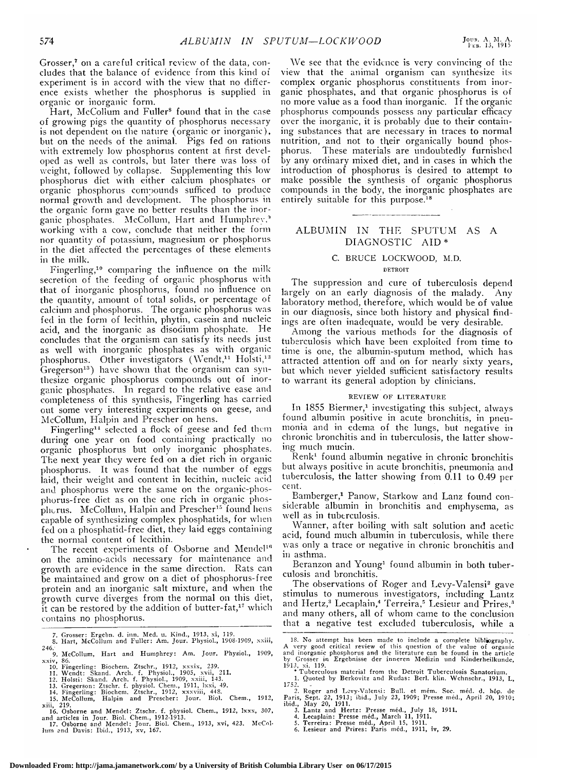Grosser,[7] on a careful critical review of the data, concludes that the balance of evidence from this kind of experiment is in accord with the view that no difference exists whether the phosphorus is supplied in organic or inorganic form.

Hart, McCollum and Fuller[8] found that in the case of growing pigs the quantity of phosphorus necessary is not dependent on the nature (organic or inorganic), but on the needs of the animal. Pigs fed on rations with extremely low phosphorus content at first developed as well as controls, but later there was loss of weight, followed by collapse. Supplementing this low phosphorus diet with either calcium phosphates or organic phosphorus compounds sufficed to produce normal growth and development. The phosphorus in the organic form gave no better results than the inorganic phosphates. McCollum, Hart and Humphrey,[9] working with a cow, conclude that neither the form nor quantity of potassium, magnesium or phosphorus in the diet affected the percentages of these elements in the milk.

Fingerling,[10] comparing the influence on the milk secretion of the feeding of organic phosphorus with that of inorganic phosphorus, found no influence on the quantity, amount of total solids, or percentage of calcium and phosphorus. The organic phosphorus was fed in the form of lecithin, phytin, casein and nucleic acid, and the inorganic as disodium phosphate. He concludes that the organism can satisfy its needs just as well with inorganic phosphates as with organic phosphorus. Other investigators (Wendt,[11] Holsti,[12] Gregerson[13]) have shown that the organism can synthesize organic phosphorus compounds out of inorganic phosphates. In regard to the relative ease and completeness of this synthesis, Fingerling has carried out some very interesting experiments on geese, and McCollum, Halpin and Prescher on hens.

Fingerling[14] selected a flock of geese and fed them during one year on food containing practically no organic phosphorus but only inorganic phosphates. The next year they were fed on a diet rich in organic phosphorus. It was found that the number of eggs laid, their weight and content in lecithin, nucleic acid and phosphorus were the same on the organic-phosphorus-free diet as on the one rich in organic phosphorus. McCollum, Halpin and Prescher[15] found hens capable of synthesizing complex phosphatids, for when fed on a phosphatid-free diet, they laid eggs containing the normal content of lecithin.

The recent experiments of Osborne and Mendel[16] on the amino-acids necessary for maintenance and growth are evidence in the same direction. Rats can be maintained and grow on a diet of phosphorus-free protein and an inorganic salt mixture, and when the growth curve diverges from the normal on this diet, it can be restored by the addition of butter-fat,[17] which contains no phosphorus.

We see that the evidence is very convincing of the view that the animal organism can synthesize its complex organic phosphorus constituents from inorganic phosphates, and that organic phosphorus is of no more value as a food than inorganic. If the organic phosphorus compounds possess any particular efficacy over the inorganic, it is probably due to their containing substances that are necessary in traces to normal nutrition, and not to their organically bound phosphorus. These materials are undoubtedly furnished by any ordinary mixed diet, and in cases in which the introduction of phosphorus is desired to attempt to make possible the synthesis of organic phosphorus compounds in the body, the inorganic phosphates are entirely suitable for this purpose.[18]

7. Grosser: Ergebn. d. inn. Med. u. Kind., 1913, xi, 119.
8. Hart, McCollum and Fuller: Am. Jour. Physiol., 1908-1909, xxiii, 246.
9. McCollum, Hart and Humphrey: Am. Jour. Physiol., 1909, xxiv, 86.
10. Fingerling: Biochem. Ztschr., 1912, xxxix, 239.
11. Wendt: Skand. Arch. f. Physiol., 1905, xvii, 211.
12. Holsti: Skand. Arch. f. Physiol., 1909, xxiii, 143.
13. Gregerson: Ztschr. f. physiol. Chem., 1911, lxxi, 49.
14. Fingerling: Biochem. Ztschr., 1912, xxxviii, 448.
15. McCollum, Halpin and Prescher: Jour. Biol. Chem., 1912, xiii, 219.
16. Osborne and Mendel: Ztschr. f. physiol. Chem., 1912, lxxx, 307, and articles in Jour. Biol. Chem., 1912-1913.
17. Osborne and Mendel: Jour. Biol. Chem., 1913, xvi, 423. McCollum and Davis: Ibid., 1913, xv, 167.
18. No attempt has been made to include a complete bibliography. A very good critical review of this question of the value of organic and inorganic phosphorus and the literature can be found in the article by Grosser in Ergebnisse der inneren Medizin und Kinderheilkunde, 1913, xi, 119.

# ALBUMIN IN THE SPUTUM AS A DIAGNOSTIC AID *

C. BRUCE LOCKWOOD, M.D.

DETROIT

The suppression and cure of tuberculosis depend largely on an early diagnosis of the malady. Any laboratory method, therefore, which would be of value in our diagnosis, since both history and physical findings are often inadequate, would be very desirable.

Among the various methods for the diagnosis of tuberculosis which have been exploited from time to time is one, the albumin-sputum method, which has attracted attention off and on for nearly sixty years, but which never yielded sufficient satisfactory results to warrant its general adoption by clinicians.

## REVIEW OF LITERATURE

In 1855 Biermer,[1] investigating this subject, always found albumin positive in acute bronchitis, in pneumonia and in edema of the lungs, but negative in chronic bronchitis and in tuberculosis, the latter showing much mucin.

Renk[1] found albumin negative in chronic bronchitis but always positive in acute bronchitis, pneumonia and tuberculosis, the latter showing from 0.11 to 0.49 per cent.

Bamberger,[1] Panow, Starkow and Lanz found considerable albumin in bronchitis and emphysema, as well as in tuberculosis.

Wanner, after boiling with salt solution and acetic acid, found much albumin in tuberculosis, while there was only a trace or negative in chronic bronchitis and in asthma.

Beranzon and Young[1] found albumin in both tuberculosis and bronchitis.

The observations of Roger and Levy-Valensi[2] gave stimulus to numerous investigators, including Lantz and Hertz,[3] Lecaplain,[4] Terreira,[5] Lesieur and Prires,[6] and many others, all of whom came to the conclusion that a negative test excluded tuberculosis, while a

* Tuberculous material from the Detroit Tuberculosis Sanatorium.
1. Quoted by Berkovitz and Rudas: Berl. klin. Wchnschr., 1913, L, 1752.
2. Roger and Levy-Valensi: Bull. et mém. Soc. méd. d. hôp. de Paris, Sept. 22, 1913; ibid., July 23, 1909; Presse méd., April 20, 1910; ibid., May 20, 1911.
3. Lantz and Hertz: Presse méd., July 18, 1911.
4. Lecaplain: Presse méd., March 11, 1911.
5. Terreira: Presse méd., April 15, 1911.
6. Lesieur and Prires: Paris méd., 1911, iv, 29.

Downloaded From: http://jama.jamanetwork.com/ by a University of British Columbia Library User on 06/17/2015